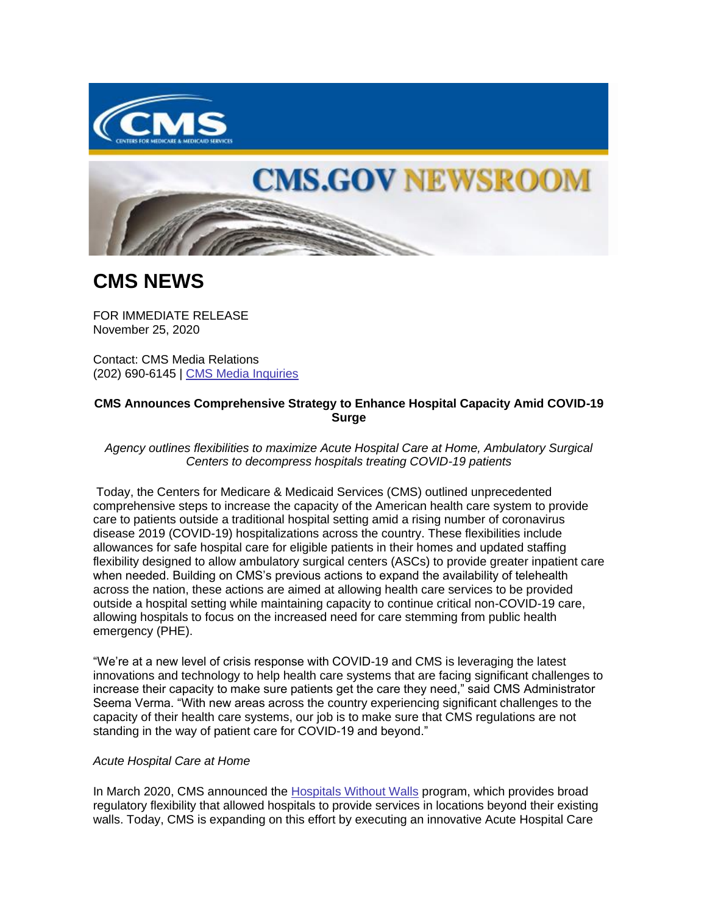# CMS NEWS

FOR IMMEDIATE RELEASE
November 25, 2020

Contact: CMS Media Relations
(202) 690-6145 | [CMS Media Inquiries]

**CMS Announces Comprehensive Strategy to Enhance Hospital Capacity Amid COVID-19 Surge**

*Agency outlines flexibilities to maximize Acute Hospital Care at Home, Ambulatory Surgical Centers to decompress hospitals treating COVID-19 patients*

Today, the Centers for Medicare & Medicaid Services (CMS) outlined unprecedented comprehensive steps to increase the capacity of the American health care system to provide care to patients outside a traditional hospital setting amid a rising number of coronavirus disease 2019 (COVID-19) hospitalizations across the country. These flexibilities include allowances for safe hospital care for eligible patients in their homes and updated staffing flexibility designed to allow ambulatory surgical centers (ASCs) to provide greater inpatient care when needed. Building on CMS's previous actions to expand the availability of telehealth across the nation, these actions are aimed at allowing health care services to be provided outside a hospital setting while maintaining capacity to continue critical non-COVID-19 care, allowing hospitals to focus on the increased need for care stemming from public health emergency (PHE).

"We're at a new level of crisis response with COVID-19 and CMS is leveraging the latest innovations and technology to help health care systems that are facing significant challenges to increase their capacity to make sure patients get the care they need," said CMS Administrator Seema Verma. "With new areas across the country experiencing significant challenges to the capacity of their health care systems, our job is to make sure that CMS regulations are not standing in the way of patient care for COVID-19 and beyond."

*Acute Hospital Care at Home*

In March 2020, CMS announced the Hospitals Without Walls program, which provides broad regulatory flexibility that allowed hospitals to provide services in locations beyond their existing walls. Today, CMS is expanding on this effort by executing an innovative Acute Hospital Care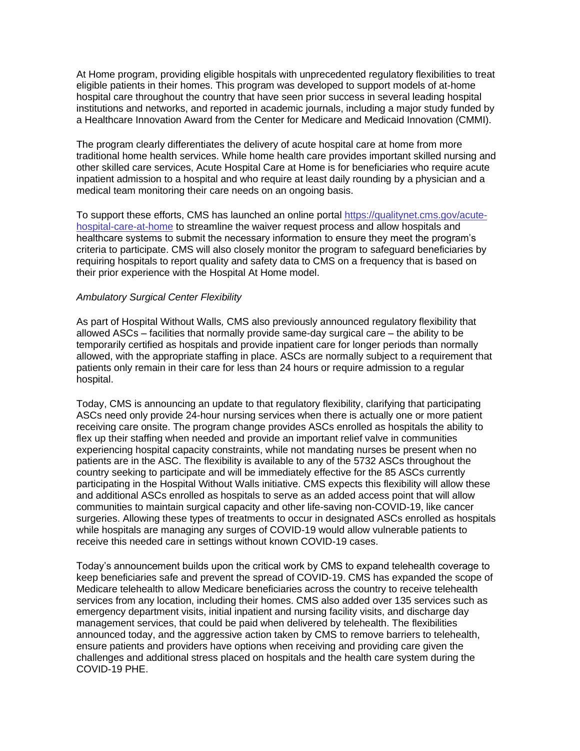At Home program, providing eligible hospitals with unprecedented regulatory flexibilities to treat eligible patients in their homes. This program was developed to support models of at-home hospital care throughout the country that have seen prior success in several leading hospital institutions and networks, and reported in academic journals, including a major study funded by a Healthcare Innovation Award from the Center for Medicare and Medicaid Innovation (CMMI).

The program clearly differentiates the delivery of acute hospital care at home from more traditional home health services. While home health care provides important skilled nursing and other skilled care services, Acute Hospital Care at Home is for beneficiaries who require acute inpatient admission to a hospital and who require at least daily rounding by a physician and a medical team monitoring their care needs on an ongoing basis.

To support these efforts, CMS has launched an online portal [https://qualitynet.cms.gov/acute-hospital-care-at-home](https://qualitynet.cms.gov/acute-hospital-care-at-home) to streamline the waiver request process and allow hospitals and healthcare systems to submit the necessary information to ensure they meet the program's criteria to participate. CMS will also closely monitor the program to safeguard beneficiaries by requiring hospitals to report quality and safety data to CMS on a frequency that is based on their prior experience with the Hospital At Home model.

*Ambulatory Surgical Center Flexibility*

As part of Hospital Without Walls*,* CMS also previously announced regulatory flexibility that allowed ASCs – facilities that normally provide same-day surgical care – the ability to be temporarily certified as hospitals and provide inpatient care for longer periods than normally allowed, with the appropriate staffing in place. ASCs are normally subject to a requirement that patients only remain in their care for less than 24 hours or require admission to a regular hospital.

Today, CMS is announcing an update to that regulatory flexibility, clarifying that participating ASCs need only provide 24-hour nursing services when there is actually one or more patient receiving care onsite. The program change provides ASCs enrolled as hospitals the ability to flex up their staffing when needed and provide an important relief valve in communities experiencing hospital capacity constraints, while not mandating nurses be present when no patients are in the ASC. The flexibility is available to any of the 5732 ASCs throughout the country seeking to participate and will be immediately effective for the 85 ASCs currently participating in the Hospital Without Walls initiative. CMS expects this flexibility will allow these and additional ASCs enrolled as hospitals to serve as an added access point that will allow communities to maintain surgical capacity and other life-saving non-COVID-19, like cancer surgeries. Allowing these types of treatments to occur in designated ASCs enrolled as hospitals while hospitals are managing any surges of COVID-19 would allow vulnerable patients to receive this needed care in settings without known COVID-19 cases.

Today's announcement builds upon the critical work by CMS to expand telehealth coverage to keep beneficiaries safe and prevent the spread of COVID-19. CMS has expanded the scope of Medicare telehealth to allow Medicare beneficiaries across the country to receive telehealth services from any location, including their homes. CMS also added over 135 services such as emergency department visits, initial inpatient and nursing facility visits, and discharge day management services, that could be paid when delivered by telehealth. The flexibilities announced today, and the aggressive action taken by CMS to remove barriers to telehealth, ensure patients and providers have options when receiving and providing care given the challenges and additional stress placed on hospitals and the health care system during the COVID-19 PHE.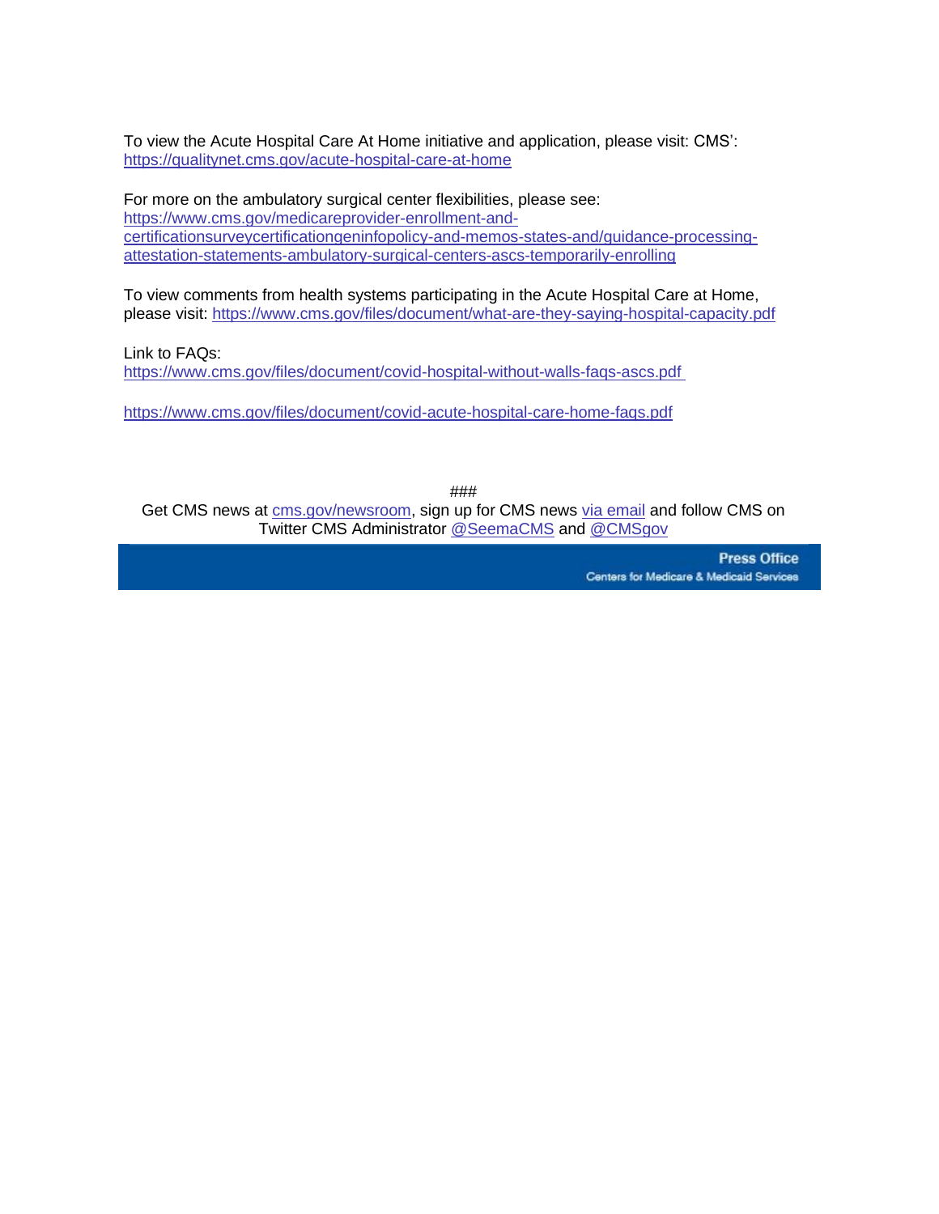To view the Acute Hospital Care At Home initiative and application, please visit: CMS': https://qualitynet.cms.gov/acute-hospital-care-at-home

For more on the ambulatory surgical center flexibilities, please see: https://www.cms.gov/medicareprovider-enrollment-and-certificationsurveycertificationgeninfopolicy-and-memos-states-and/guidance-processing-attestation-statements-ambulatory-surgical-centers-ascs-temporarily-enrolling

To view comments from health systems participating in the Acute Hospital Care at Home, please visit: https://www.cms.gov/files/document/what-are-they-saying-hospital-capacity.pdf

Link to FAQs:
https://www.cms.gov/files/document/covid-hospital-without-walls-faqs-ascs.pdf

https://www.cms.gov/files/document/covid-acute-hospital-care-home-faqs.pdf

###

Get CMS news at cms.gov/newsroom, sign up for CMS news via email and follow CMS on Twitter CMS Administrator @SeemaCMS and @CMSgov

**Press Office**
Centers for Medicare & Medicaid Services